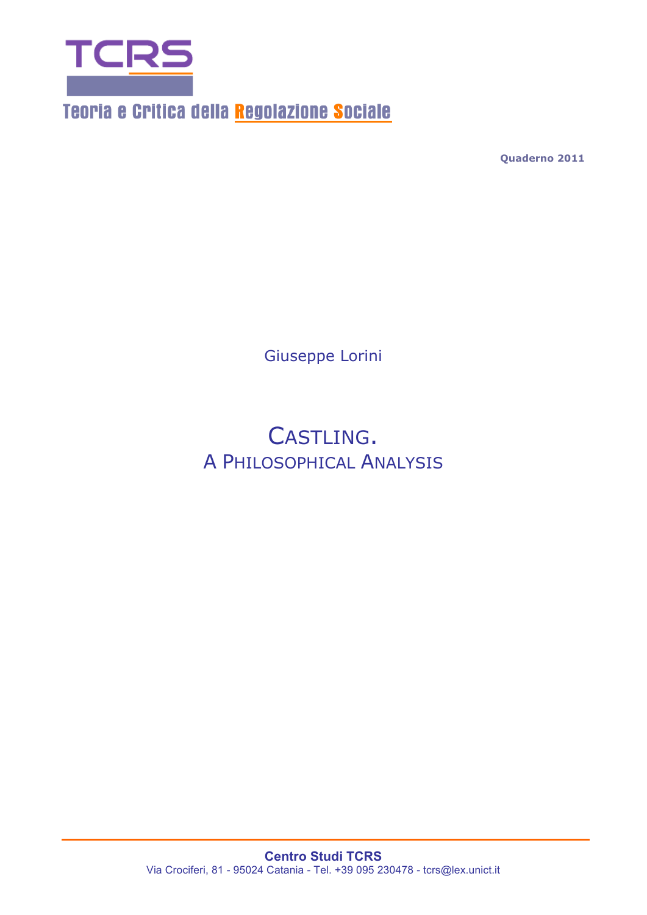# TCRS

Teoria e Critica della Regolazione Sociale

**Quaderno 2011**

Giuseppe Lorini

# CASTLING.
## A PHILOSOPHICAL ANALYSIS

**Centro Studi TCRS**
Via Crociferi, 81 - 95024 Catania - Tel. +39 095 230478 - tcrs@lex.unict.it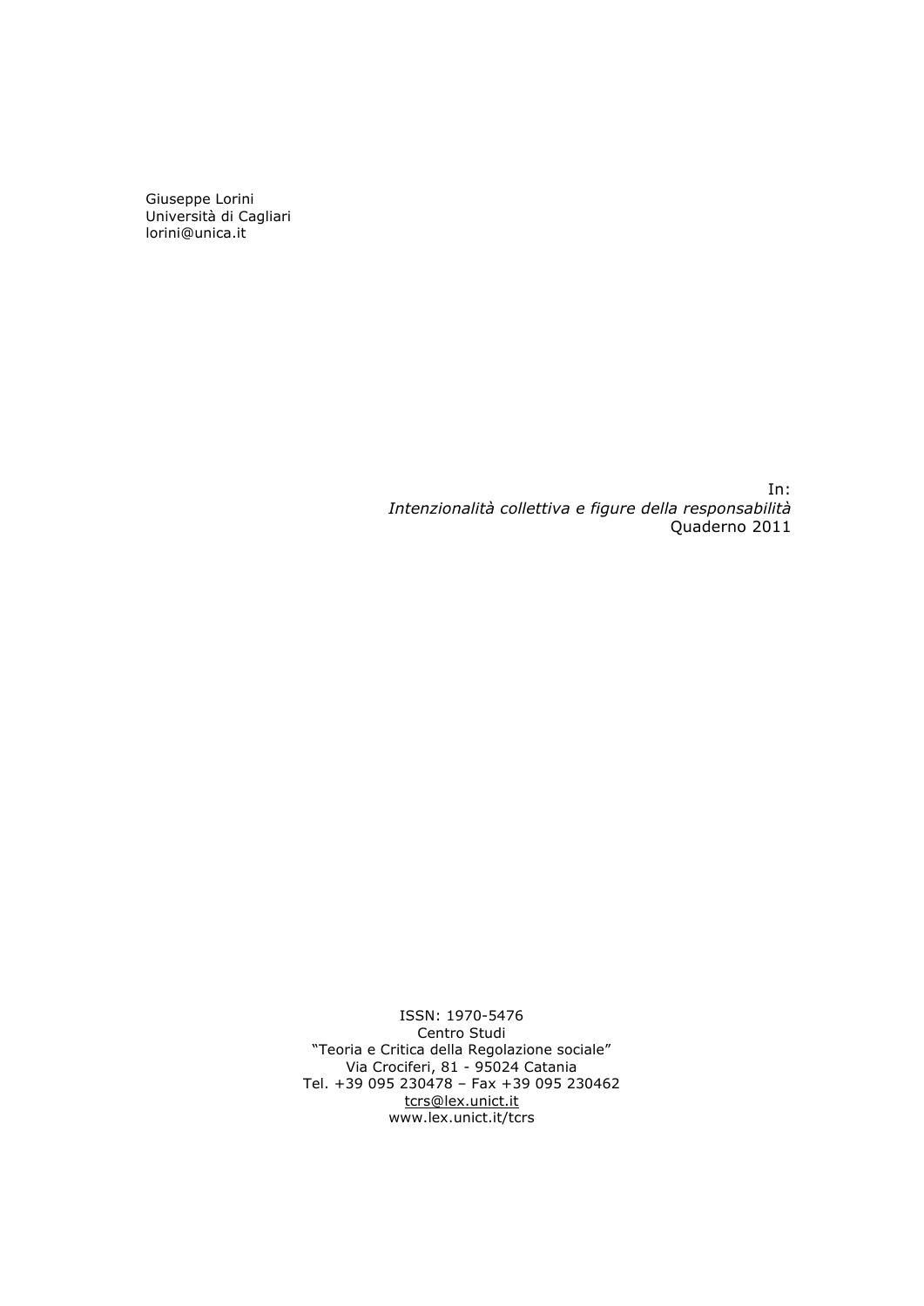Giuseppe Lorini
Università di Cagliari
lorini@unica.it

In:
*Intenzionalità collettiva e figure della responsabilità*
Quaderno 2011

ISSN: 1970-5476
Centro Studi
"Teoria e Critica della Regolazione sociale"
Via Crociferi, 81 - 95024 Catania
Tel. +39 095 230478 – Fax +39 095 230462
tcrs@lex.unict.it
www.lex.unict.it/tcrs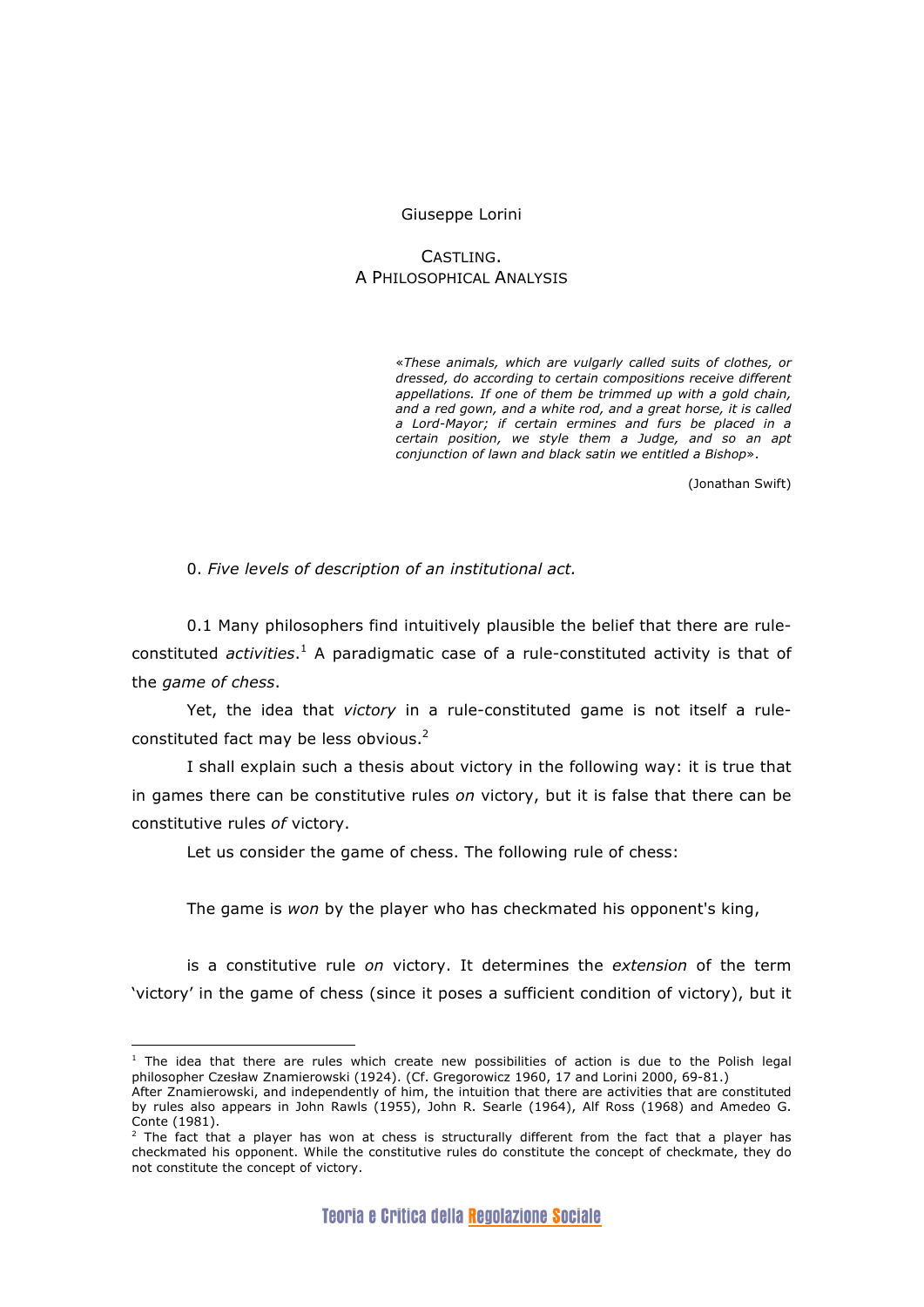Giuseppe Lorini

# CASTLING.
# A PHILOSOPHICAL ANALYSIS

> *«These animals, which are vulgarly called suits of clothes, or dressed, do according to certain compositions receive different appellations. If one of them be trimmed up with a gold chain, and a red gown, and a white rod, and a great horse, it is called a Lord-Mayor; if certain ermines and furs be placed in a certain position, we style them a Judge, and so an apt conjunction of lawn and black satin we entitled a Bishop».*
>
> (Jonathan Swift)

## 0. *Five levels of description of an institutional act.*

0.1 Many philosophers find intuitively plausible the belief that there are rule-constituted *activities*.[1] A paradigmatic case of a rule-constituted activity is that of the *game of chess*.

Yet, the idea that *victory* in a rule-constituted game is not itself a rule-constituted fact may be less obvious.[2]

I shall explain such a thesis about victory in the following way: it is true that in games there can be constitutive rules *on* victory, but it is false that there can be constitutive rules *of* victory.

Let us consider the game of chess. The following rule of chess:

The game is *won* by the player who has checkmated his opponent's king,

is a constitutive rule *on* victory. It determines the *extension* of the term 'victory' in the game of chess (since it poses a sufficient condition of victory), but it

---

[1] The idea that there are rules which create new possibilities of action is due to the Polish legal philosopher Czesław Znamierowski (1924). (Cf. Gregorowicz 1960, 17 and Lorini 2000, 69-81.)
After Znamierowski, and independently of him, the intuition that there are activities that are constituted by rules also appears in John Rawls (1955), John R. Searle (1964), Alf Ross (1968) and Amedeo G. Conte (1981).

[2] The fact that a player has won at chess is structurally different from the fact that a player has checkmated his opponent. While the constitutive rules do constitute the concept of checkmate, they do not constitute the concept of victory.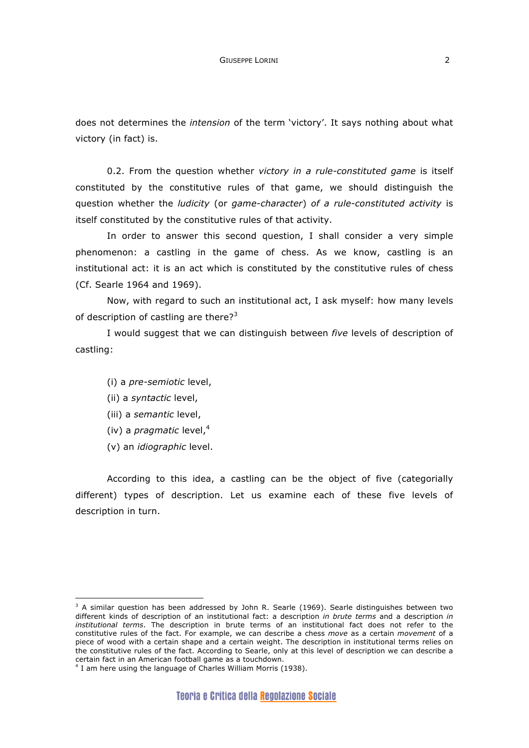does not determines the *intension* of the term 'victory'. It says nothing about what victory (in fact) is.

0.2. From the question whether *victory in a rule-constituted game* is itself constituted by the constitutive rules of that game, we should distinguish the question whether the *ludicity* (or *game-character*) *of a rule-constituted activity* is itself constituted by the constitutive rules of that activity.

In order to answer this second question, I shall consider a very simple phenomenon: a castling in the game of chess. As we know, castling is an institutional act: it is an act which is constituted by the constitutive rules of chess (Cf. Searle 1964 and 1969).

Now, with regard to such an institutional act, I ask myself: how many levels of description of castling are there?[3]

I would suggest that we can distinguish between *five* levels of description of castling:

(i) a *pre-semiotic* level,
(ii) a *syntactic* level,
(iii) a *semantic* level,
(iv) a *pragmatic* level,[4]
(v) an *idiographic* level.

According to this idea, a castling can be the object of five (categorially different) types of description. Let us examine each of these five levels of description in turn.

---

[3] A similar question has been addressed by John R. Searle (1969). Searle distinguishes between two different kinds of description of an institutional fact: a description *in brute terms* and a description *in institutional terms*. The description in brute terms of an institutional fact does not refer to the constitutive rules of the fact. For example, we can describe a chess *move* as a certain *movement* of a piece of wood with a certain shape and a certain weight. The description in institutional terms relies on the constitutive rules of the fact. According to Searle, only at this level of description we can describe a certain fact in an American football game as a touchdown.

[4] I am here using the language of Charles William Morris (1938).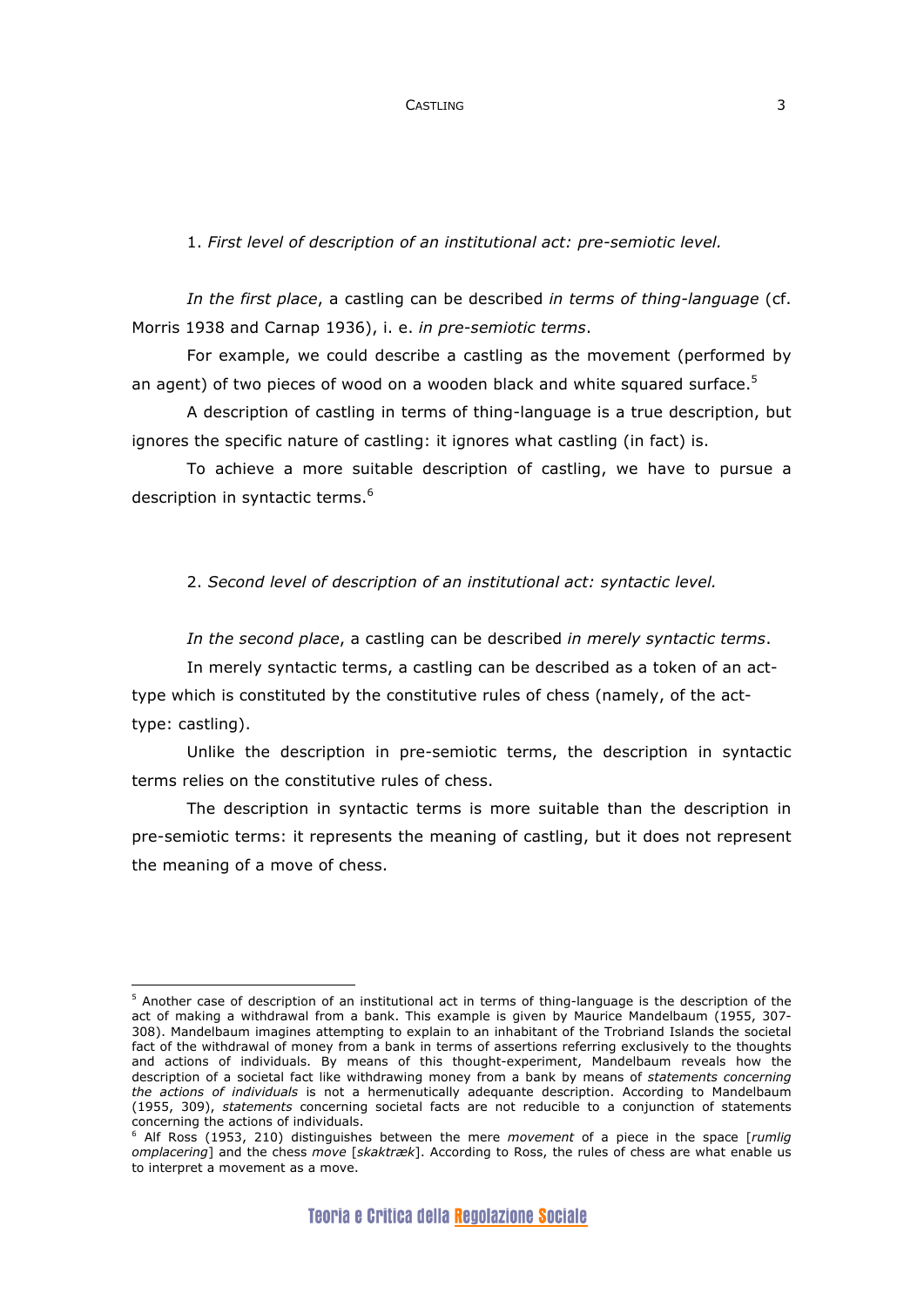1. *First level of description of an institutional act: pre-semiotic level.*

*In the first place*, a castling can be described *in terms of thing-language* (cf. Morris 1938 and Carnap 1936), i. e. *in pre-semiotic terms*.

For example, we could describe a castling as the movement (performed by an agent) of two pieces of wood on a wooden black and white squared surface.[5]

A description of castling in terms of thing-language is a true description, but ignores the specific nature of castling: it ignores what castling (in fact) is.

To achieve a more suitable description of castling, we have to pursue a description in syntactic terms.[6]

2. *Second level of description of an institutional act: syntactic level.*

*In the second place*, a castling can be described *in merely syntactic terms*.

In merely syntactic terms, a castling can be described as a token of an act-type which is constituted by the constitutive rules of chess (namely, of the act-type: castling).

Unlike the description in pre-semiotic terms, the description in syntactic terms relies on the constitutive rules of chess.

The description in syntactic terms is more suitable than the description in pre-semiotic terms: it represents the meaning of castling, but it does not represent the meaning of a move of chess.

---

[5] Another case of description of an institutional act in terms of thing-language is the description of the act of making a withdrawal from a bank. This example is given by Maurice Mandelbaum (1955, 307-308). Mandelbaum imagines attempting to explain to an inhabitant of the Trobriand Islands the societal fact of the withdrawal of money from a bank in terms of assertions referring exclusively to the thoughts and actions of individuals. By means of this thought-experiment, Mandelbaum reveals how the description of a societal fact like withdrawing money from a bank by means of *statements concerning the actions of individuals* is not a hermenutically adequante description. According to Mandelbaum (1955, 309), *statements* concerning societal facts are not reducible to a conjunction of statements concerning the actions of individuals.

[6] Alf Ross (1953, 210) distinguishes between the mere *movement* of a piece in the space [*rumlig omplacering*] and the chess *move* [*skaktræk*]. According to Ross, the rules of chess are what enable us to interpret a movement as a move.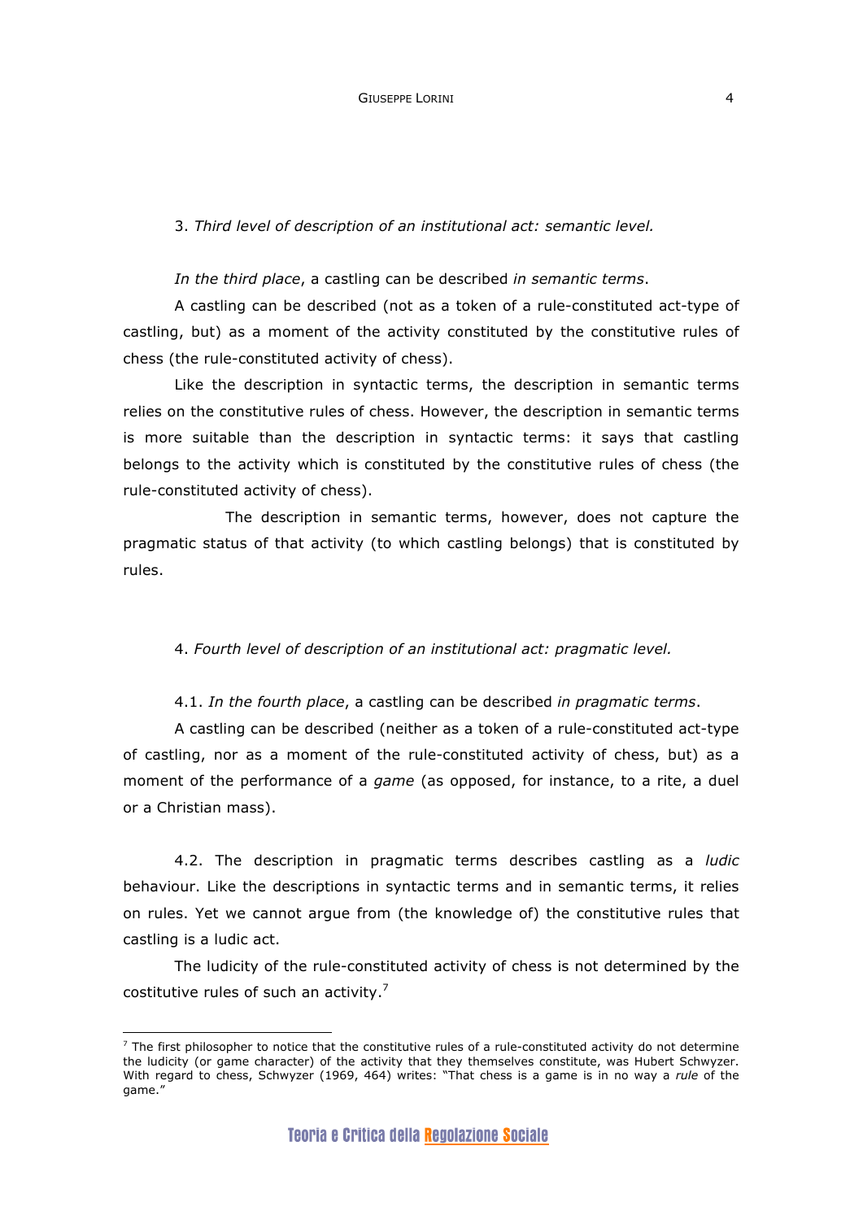### 3. *Third level of description of an institutional act: semantic level.*

*In the third place*, a castling can be described *in semantic terms*.

A castling can be described (not as a token of a rule-constituted act-type of castling, but) as a moment of the activity constituted by the constitutive rules of chess (the rule-constituted activity of chess).

Like the description in syntactic terms, the description in semantic terms relies on the constitutive rules of chess. However, the description in semantic terms is more suitable than the description in syntactic terms: it says that castling belongs to the activity which is constituted by the constitutive rules of chess (the rule-constituted activity of chess).

The description in semantic terms, however, does not capture the pragmatic status of that activity (to which castling belongs) that is constituted by rules.

### 4. *Fourth level of description of an institutional act: pragmatic level.*

4.1. *In the fourth place*, a castling can be described *in pragmatic terms*.

A castling can be described (neither as a token of a rule-constituted act-type of castling, nor as a moment of the rule-constituted activity of chess, but) as a moment of the performance of a *game* (as opposed, for instance, to a rite, a duel or a Christian mass).

4.2. The description in pragmatic terms describes castling as a *ludic* behaviour. Like the descriptions in syntactic terms and in semantic terms, it relies on rules. Yet we cannot argue from (the knowledge of) the constitutive rules that castling is a ludic act.

The ludicity of the rule-constituted activity of chess is not determined by the costitutive rules of such an activity.[7]

---

[7] The first philosopher to notice that the constitutive rules of a rule-constituted activity do not determine the ludicity (or game character) of the activity that they themselves constitute, was Hubert Schwyzer. With regard to chess, Schwyzer (1969, 464) writes: "That chess is a game is in no way a *rule* of the game."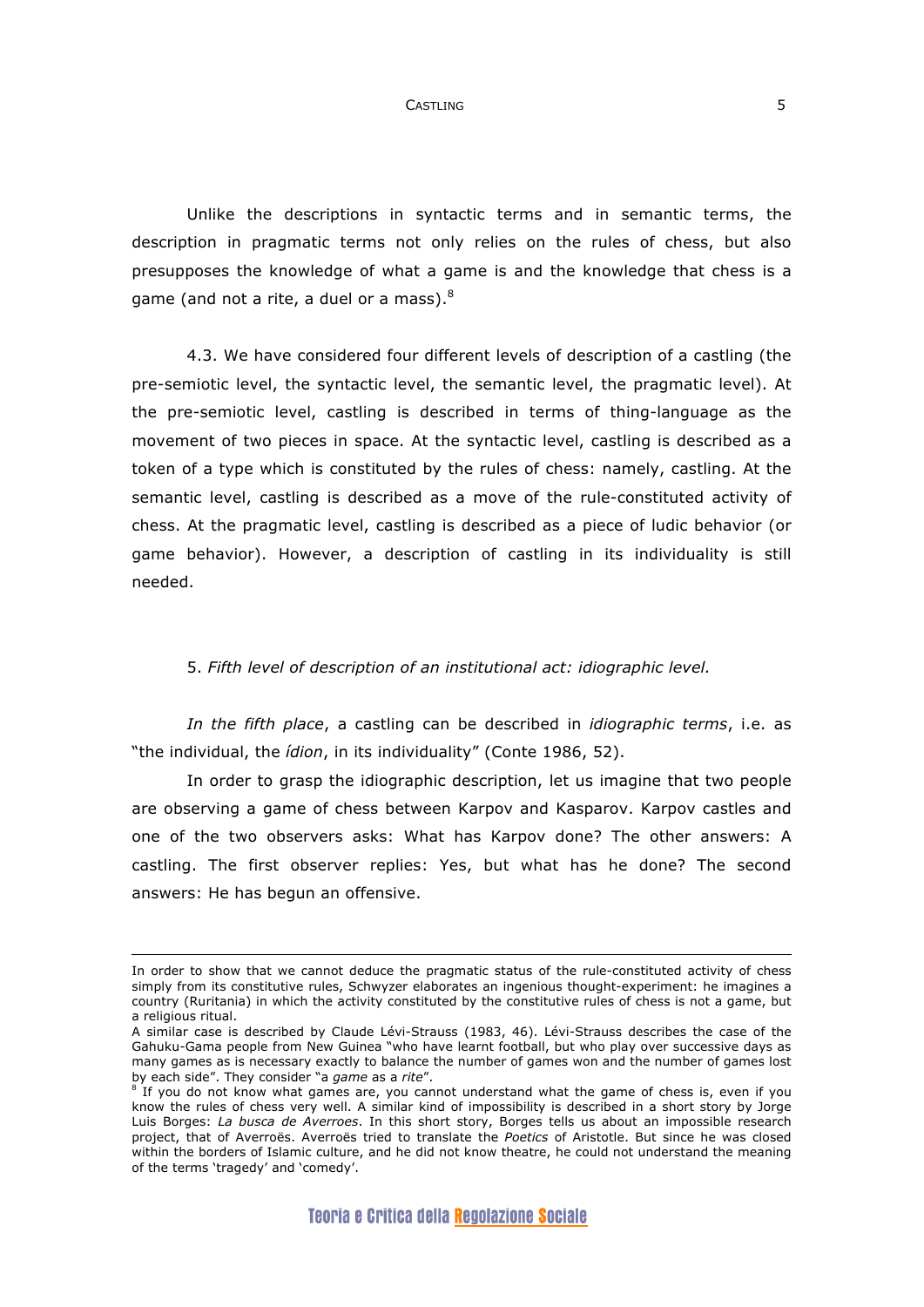Unlike the descriptions in syntactic terms and in semantic terms, the description in pragmatic terms not only relies on the rules of chess, but also presupposes the knowledge of what a game is and the knowledge that chess is a game (and not a rite, a duel or a mass).[8]

4.3. We have considered four different levels of description of a castling (the pre-semiotic level, the syntactic level, the semantic level, the pragmatic level). At the pre-semiotic level, castling is described in terms of thing-language as the movement of two pieces in space. At the syntactic level, castling is described as a token of a type which is constituted by the rules of chess: namely, castling. At the semantic level, castling is described as a move of the rule-constituted activity of chess. At the pragmatic level, castling is described as a piece of ludic behavior (or game behavior). However, a description of castling in its individuality is still needed.

## 5. *Fifth level of description of an institutional act: idiographic level.*

*In the fifth place*, a castling can be described in *idiographic terms*, i.e. as "the individual, the *ídion*, in its individuality" (Conte 1986, 52).

In order to grasp the idiographic description, let us imagine that two people are observing a game of chess between Karpov and Kasparov. Karpov castles and one of the two observers asks: What has Karpov done? The other answers: A castling. The first observer replies: Yes, but what has he done? The second answers: He has begun an offensive.

---

In order to show that we cannot deduce the pragmatic status of the rule-constituted activity of chess simply from its constitutive rules, Schwyzer elaborates an ingenious thought-experiment: he imagines a country (Ruritania) in which the activity constituted by the constitutive rules of chess is not a game, but a religious ritual.

A similar case is described by Claude Lévi-Strauss (1983, 46). Lévi-Strauss describes the case of the Gahuku-Gama people from New Guinea "who have learnt football, but who play over successive days as many games as is necessary exactly to balance the number of games won and the number of games lost by each side". They consider "a *game* as a *rite*".

[8] If you do not know what games are, you cannot understand what the game of chess is, even if you know the rules of chess very well. A similar kind of impossibility is described in a short story by Jorge Luis Borges: *La busca de Averroes*. In this short story, Borges tells us about an impossible research project, that of Averroës. Averroës tried to translate the *Poetics* of Aristotle. But since he was closed within the borders of Islamic culture, and he did not know theatre, he could not understand the meaning of the terms 'tragedy' and 'comedy'.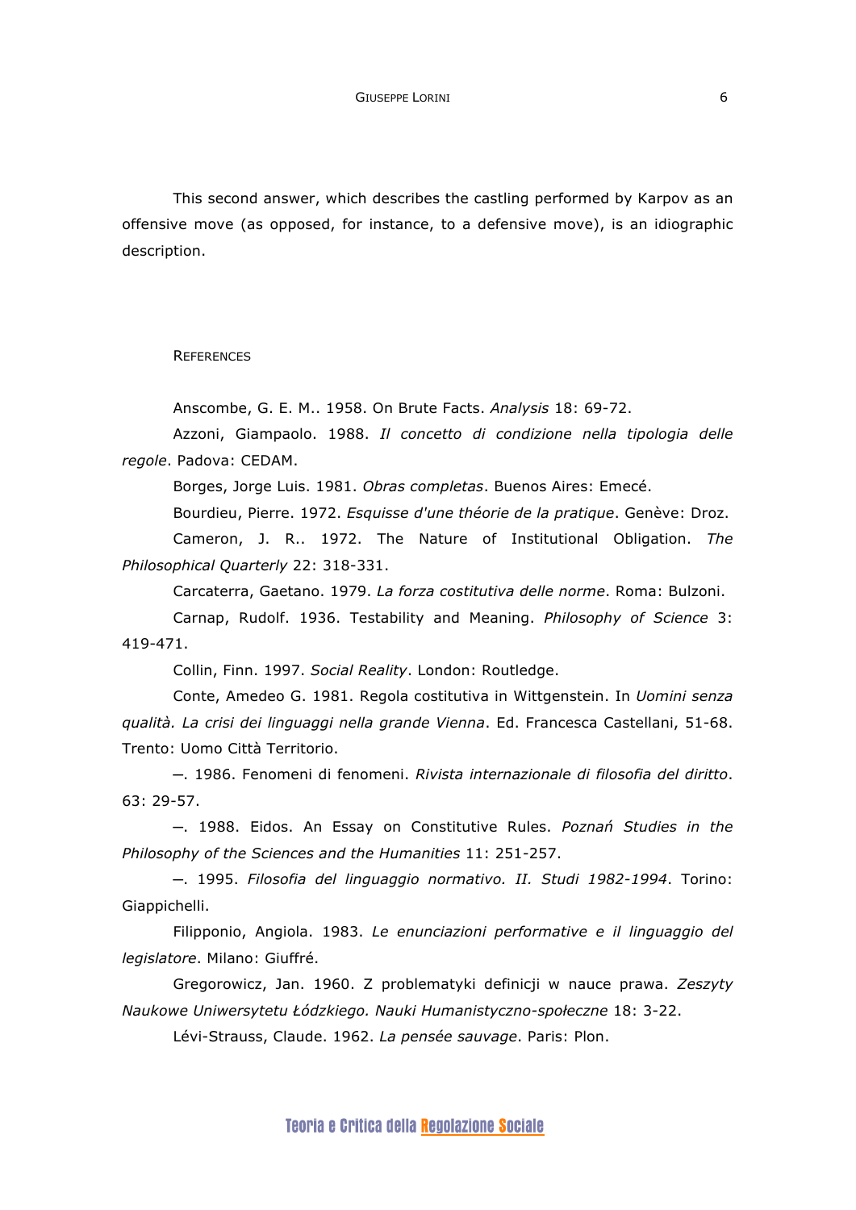This second answer, which describes the castling performed by Karpov as an offensive move (as opposed, for instance, to a defensive move), is an idiographic description.

## References

Anscombe, G. E. M.. 1958. On Brute Facts. *Analysis* 18: 69-72.

Azzoni, Giampaolo. 1988. *Il concetto di condizione nella tipologia delle regole*. Padova: CEDAM.

Borges, Jorge Luis. 1981. *Obras completas*. Buenos Aires: Emecé.

Bourdieu, Pierre. 1972. *Esquisse d'une théorie de la pratique*. Genève: Droz.

Cameron, J. R.. 1972. The Nature of Institutional Obligation. *The Philosophical Quarterly* 22: 318-331.

Carcaterra, Gaetano. 1979. *La forza costitutiva delle norme*. Roma: Bulzoni.

Carnap, Rudolf. 1936. Testability and Meaning. *Philosophy of Science* 3: 419-471.

Collin, Finn. 1997. *Social Reality*. London: Routledge.

Conte, Amedeo G. 1981. Regola costitutiva in Wittgenstein. In *Uomini senza qualità. La crisi dei linguaggi nella grande Vienna*. Ed. Francesca Castellani, 51-68. Trento: Uomo Città Territorio.

—. 1986. Fenomeni di fenomeni. *Rivista internazionale di filosofia del diritto*. 63: 29-57.

—. 1988. Eidos. An Essay on Constitutive Rules. *Poznań Studies in the Philosophy of the Sciences and the Humanities* 11: 251-257.

—. 1995. *Filosofia del linguaggio normativo. II. Studi 1982-1994*. Torino: Giappichelli.

Filipponio, Angiola. 1983. *Le enunciazioni performative e il linguaggio del legislatore*. Milano: Giuffré.

Gregorowicz, Jan. 1960. Z problematyki definicji w nauce prawa. *Zeszyty Naukowe Uniwersytetu Łódzkiego. Nauki Humanistyczno-społeczne* 18: 3-22.

Lévi-Strauss, Claude. 1962. *La pensée sauvage*. Paris: Plon.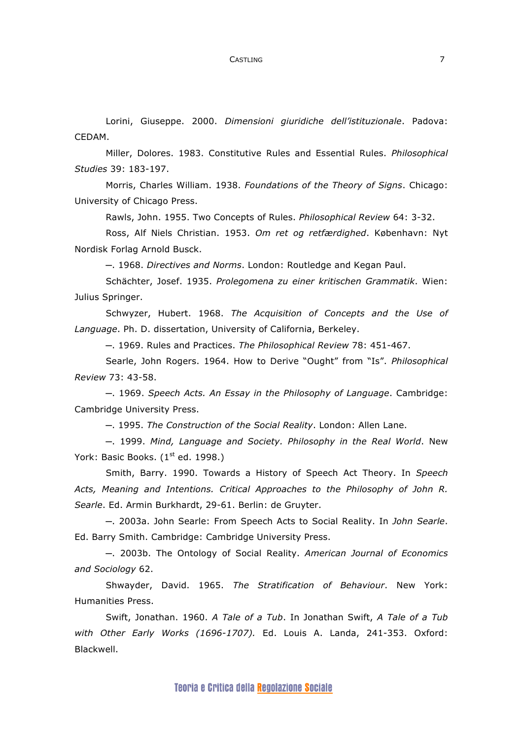Lorini, Giuseppe. 2000. *Dimensioni giuridiche dell'istituzionale*. Padova: CEDAM.

Miller, Dolores. 1983. Constitutive Rules and Essential Rules. *Philosophical Studies* 39: 183-197.

Morris, Charles William. 1938. *Foundations of the Theory of Signs*. Chicago: University of Chicago Press.

Rawls, John. 1955. Two Concepts of Rules. *Philosophical Review* 64: 3-32.

Ross, Alf Niels Christian. 1953. *Om ret og retfærdighed*. København: Nyt Nordisk Forlag Arnold Busck.

—. 1968. *Directives and Norms*. London: Routledge and Kegan Paul.

Schächter, Josef. 1935. *Prolegomena zu einer kritischen Grammatik*. Wien: Julius Springer.

Schwyzer, Hubert. 1968. *The Acquisition of Concepts and the Use of Language*. Ph. D. dissertation, University of California, Berkeley.

—. 1969. Rules and Practices. *The Philosophical Review* 78: 451-467.

Searle, John Rogers. 1964. How to Derive "Ought" from "Is". *Philosophical Review* 73: 43-58.

—. 1969. *Speech Acts. An Essay in the Philosophy of Language*. Cambridge: Cambridge University Press.

—. 1995. *The Construction of the Social Reality*. London: Allen Lane.

—. 1999. *Mind, Language and Society. Philosophy in the Real World*. New York: Basic Books. (1st ed. 1998.)

Smith, Barry. 1990. Towards a History of Speech Act Theory. In *Speech Acts, Meaning and Intentions. Critical Approaches to the Philosophy of John R. Searle*. Ed. Armin Burkhardt, 29-61. Berlin: de Gruyter.

—. 2003a. John Searle: From Speech Acts to Social Reality. In *John Searle*. Ed. Barry Smith. Cambridge: Cambridge University Press.

—. 2003b. The Ontology of Social Reality. *American Journal of Economics and Sociology* 62.

Shwayder, David. 1965. *The Stratification of Behaviour*. New York: Humanities Press.

Swift, Jonathan. 1960. *A Tale of a Tub*. In Jonathan Swift, *A Tale of a Tub with Other Early Works (1696-1707).* Ed. Louis A. Landa, 241-353. Oxford: Blackwell.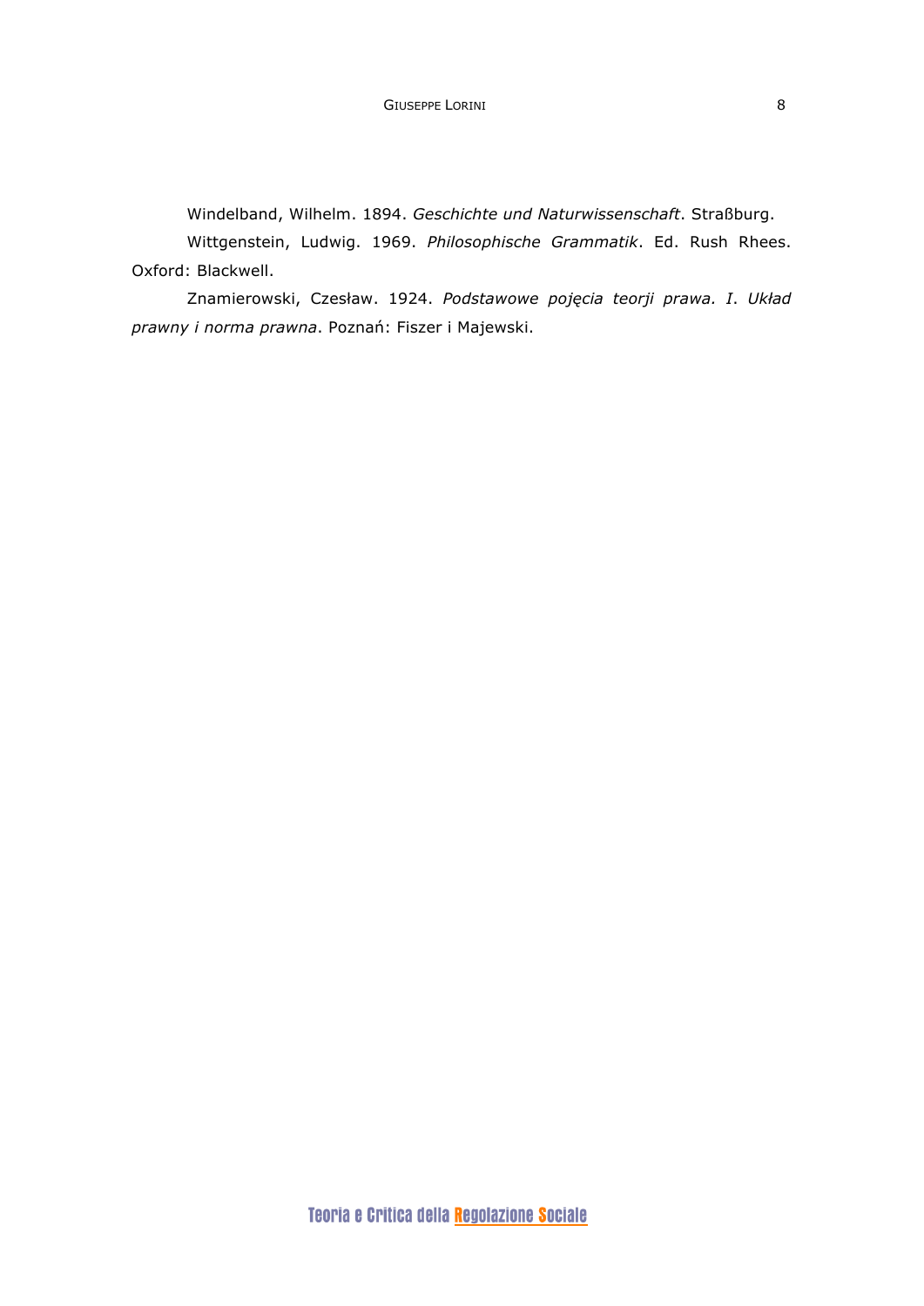Windelband, Wilhelm. 1894. *Geschichte und Naturwissenschaft*. Straßburg.

Wittgenstein, Ludwig. 1969. *Philosophische Grammatik*. Ed. Rush Rhees. Oxford: Blackwell.

Znamierowski, Czesław. 1924. *Podstawowe pojęcia teorji prawa. I*. *Układ prawny i norma prawna*. Poznań: Fiszer i Majewski.